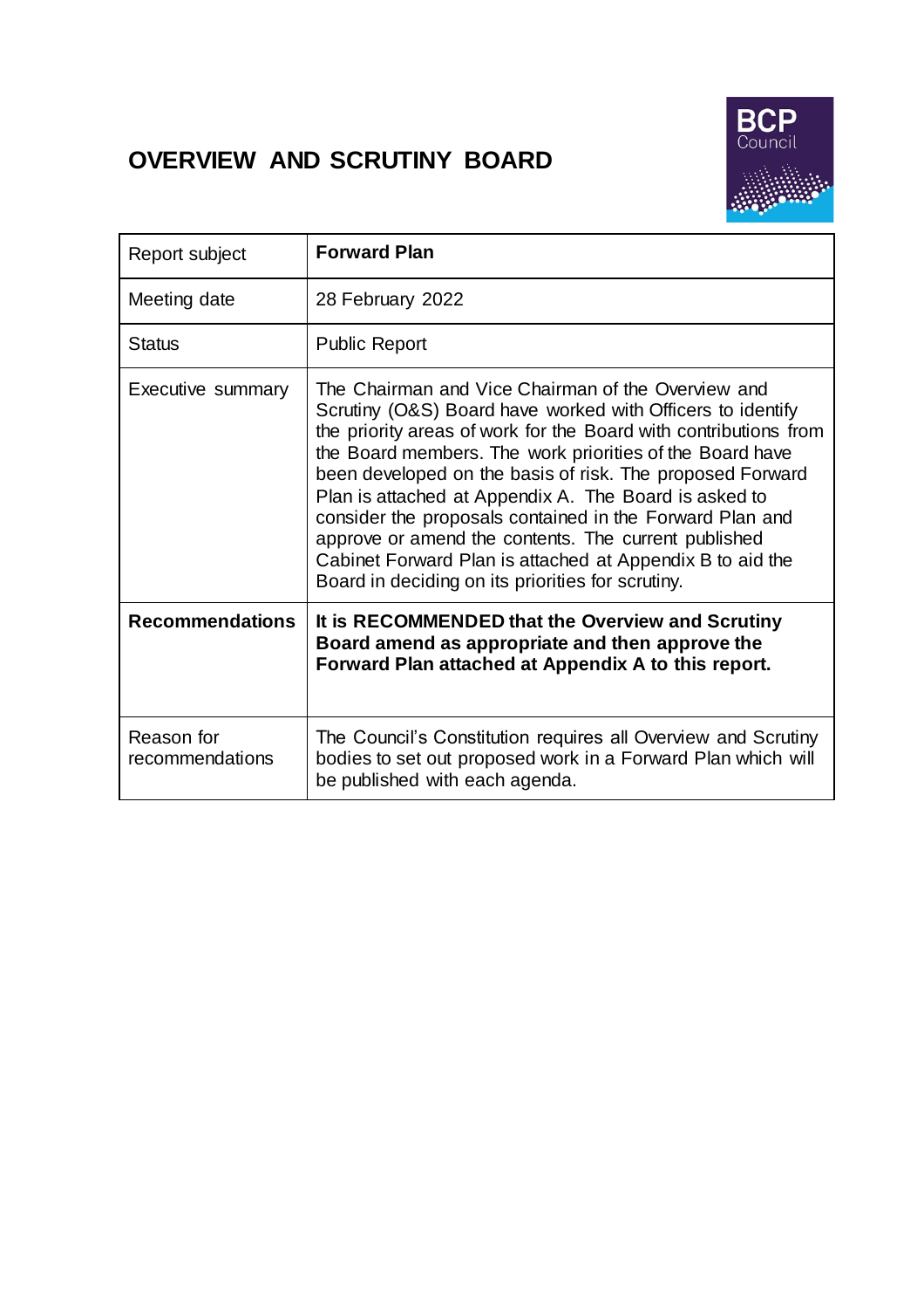# OVERVIEW AND SCRUTINY BOARD

| | |
|---|---|
| Report subject | **Forward Plan** |
| Meeting date | 28 February 2022 |
| Status | Public Report |
| Executive summary | The Chairman and Vice Chairman of the Overview and Scrutiny (O&S) Board have worked with Officers to identify the priority areas of work for the Board with contributions from the Board members. The work priorities of the Board have been developed on the basis of risk. The proposed Forward Plan is attached at Appendix A. The Board is asked to consider the proposals contained in the Forward Plan and approve or amend the contents. The current published Cabinet Forward Plan is attached at Appendix B to aid the Board in deciding on its priorities for scrutiny. |
| **Recommendations** | **It is RECOMMENDED that the Overview and Scrutiny Board amend as appropriate and then approve the Forward Plan attached at Appendix A to this report.** |
| Reason for recommendations | The Council's Constitution requires all Overview and Scrutiny bodies to set out proposed work in a Forward Plan which will be published with each agenda. |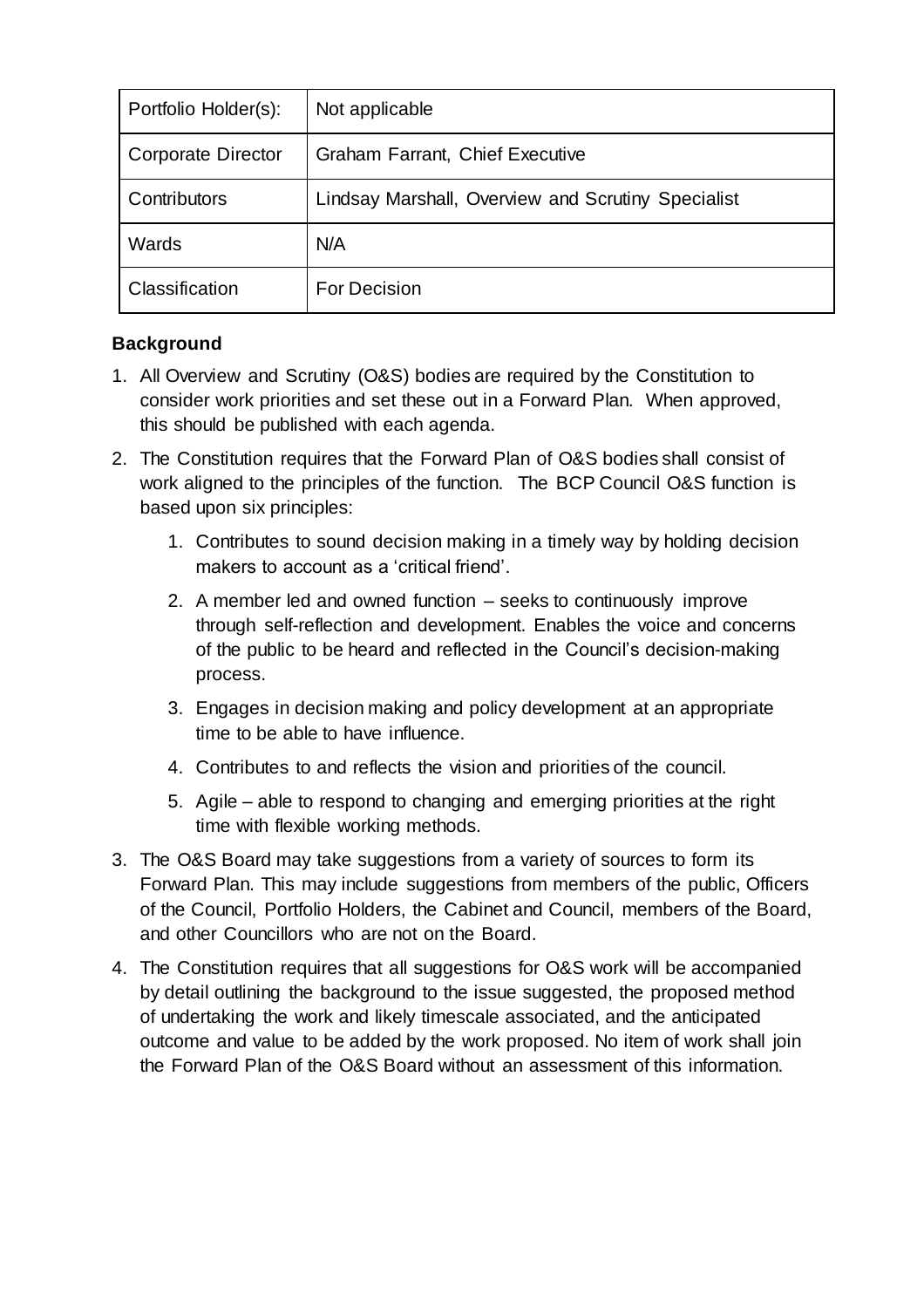| | |
|---|---|
| Portfolio Holder(s): | Not applicable |
| Corporate Director | Graham Farrant, Chief Executive |
| Contributors | Lindsay Marshall, Overview and Scrutiny Specialist |
| Wards | N/A |
| Classification | For Decision |

**Background**

1. All Overview and Scrutiny (O&S) bodies are required by the Constitution to consider work priorities and set these out in a Forward Plan. When approved, this should be published with each agenda.

2. The Constitution requires that the Forward Plan of O&S bodies shall consist of work aligned to the principles of the function. The BCP Council O&S function is based upon six principles:

    1. Contributes to sound decision making in a timely way by holding decision makers to account as a 'critical friend'.

    2. A member led and owned function – seeks to continuously improve through self-reflection and development. Enables the voice and concerns of the public to be heard and reflected in the Council's decision-making process.

    3. Engages in decision making and policy development at an appropriate time to be able to have influence.

    4. Contributes to and reflects the vision and priorities of the council.

    5. Agile – able to respond to changing and emerging priorities at the right time with flexible working methods.

3. The O&S Board may take suggestions from a variety of sources to form its Forward Plan. This may include suggestions from members of the public, Officers of the Council, Portfolio Holders, the Cabinet and Council, members of the Board, and other Councillors who are not on the Board.

4. The Constitution requires that all suggestions for O&S work will be accompanied by detail outlining the background to the issue suggested, the proposed method of undertaking the work and likely timescale associated, and the anticipated outcome and value to be added by the work proposed. No item of work shall join the Forward Plan of the O&S Board without an assessment of this information.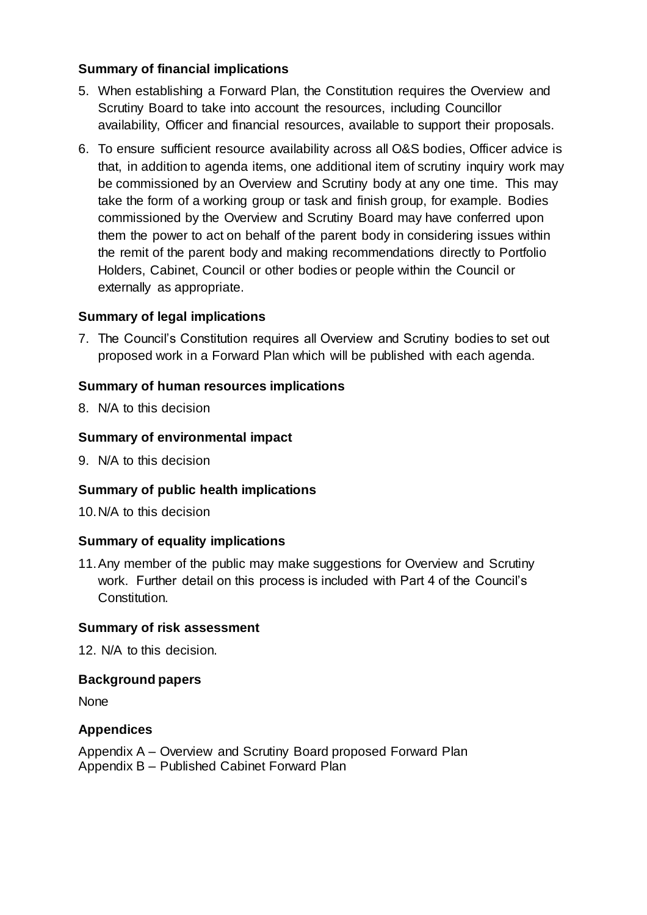### Summary of financial implications

5. When establishing a Forward Plan, the Constitution requires the Overview and Scrutiny Board to take into account the resources, including Councillor availability, Officer and financial resources, available to support their proposals.

6. To ensure sufficient resource availability across all O&S bodies, Officer advice is that, in addition to agenda items, one additional item of scrutiny inquiry work may be commissioned by an Overview and Scrutiny body at any one time. This may take the form of a working group or task and finish group, for example. Bodies commissioned by the Overview and Scrutiny Board may have conferred upon them the power to act on behalf of the parent body in considering issues within the remit of the parent body and making recommendations directly to Portfolio Holders, Cabinet, Council or other bodies or people within the Council or externally as appropriate.

### Summary of legal implications

7. The Council's Constitution requires all Overview and Scrutiny bodies to set out proposed work in a Forward Plan which will be published with each agenda.

### Summary of human resources implications

8. N/A to this decision

### Summary of environmental impact

9. N/A to this decision

### Summary of public health implications

10. N/A to this decision

### Summary of equality implications

11. Any member of the public may make suggestions for Overview and Scrutiny work. Further detail on this process is included with Part 4 of the Council's Constitution.

### Summary of risk assessment

12. N/A to this decision.

### Background papers

None

### Appendices

Appendix A – Overview and Scrutiny Board proposed Forward Plan
Appendix B – Published Cabinet Forward Plan